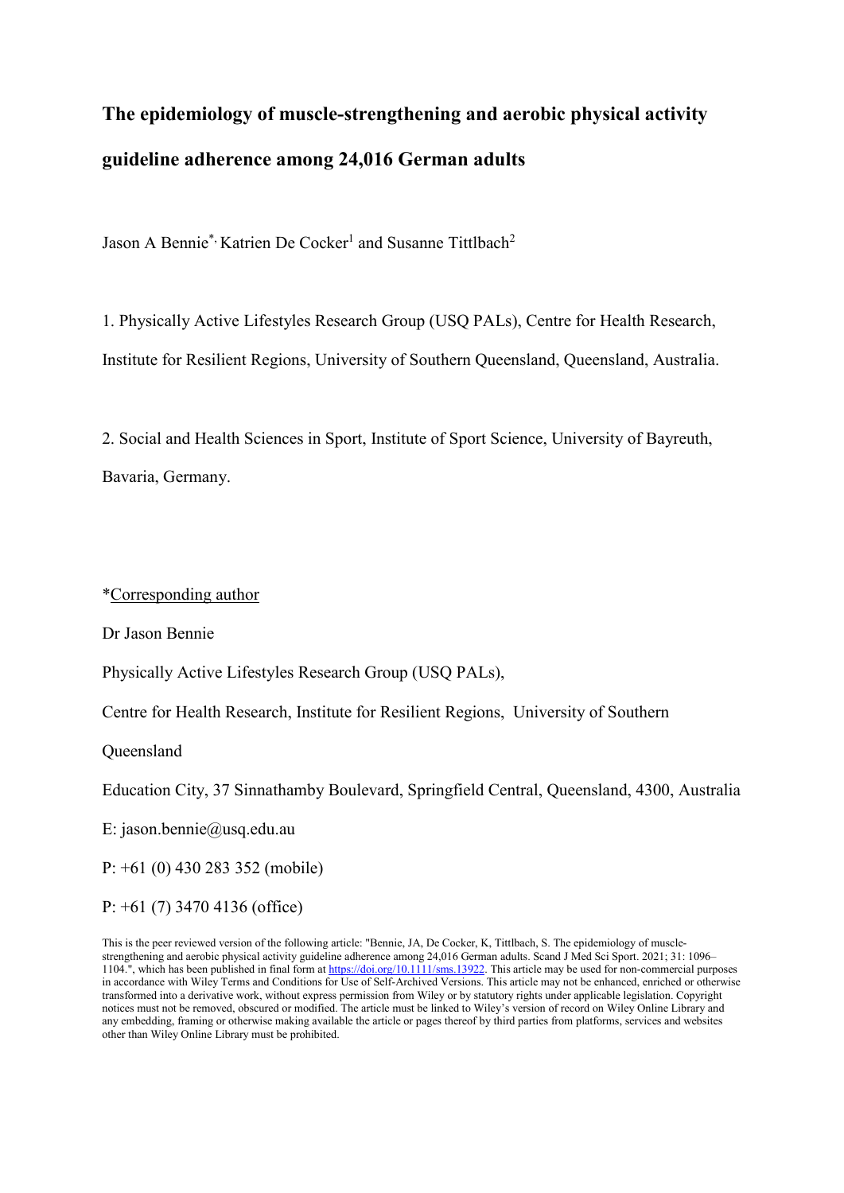# The epidemiology of muscle-strengthening and aerobic physical activity guideline adherence among 24,016 German adults

Jason A Bennie[*], Katrien De Cocker[1] and Susanne Tittlbach[2]

1. Physically Active Lifestyles Research Group (USQ PALs), Centre for Health Research, Institute for Resilient Regions, University of Southern Queensland, Queensland, Australia.

2. Social and Health Sciences in Sport, Institute of Sport Science, University of Bayreuth, Bavaria, Germany.

*Corresponding author

Dr Jason Bennie

Physically Active Lifestyles Research Group (USQ PALs),

Centre for Health Research, Institute for Resilient Regions, University of Southern Queensland

Education City, 37 Sinnathamby Boulevard, Springfield Central, Queensland, 4300, Australia

E: jason.bennie@usq.edu.au

P: +61 (0) 430 283 352 (mobile)

P: +61 (7) 3470 4136 (office)

This is the peer reviewed version of the following article: "Bennie, JA, De Cocker, K, Tittlbach, S. The epidemiology of muscle-strengthening and aerobic physical activity guideline adherence among 24,016 German adults. Scand J Med Sci Sport. 2021; 31: 1096–1104.", which has been published in final form at https://doi.org/10.1111/sms.13922. This article may be used for non-commercial purposes in accordance with Wiley Terms and Conditions for Use of Self-Archived Versions. This article may not be enhanced, enriched or otherwise transformed into a derivative work, without express permission from Wiley or by statutory rights under applicable legislation. Copyright notices must not be removed, obscured or modified. The article must be linked to Wiley's version of record on Wiley Online Library and any embedding, framing or otherwise making available the article or pages thereof by third parties from platforms, services and websites other than Wiley Online Library must be prohibited.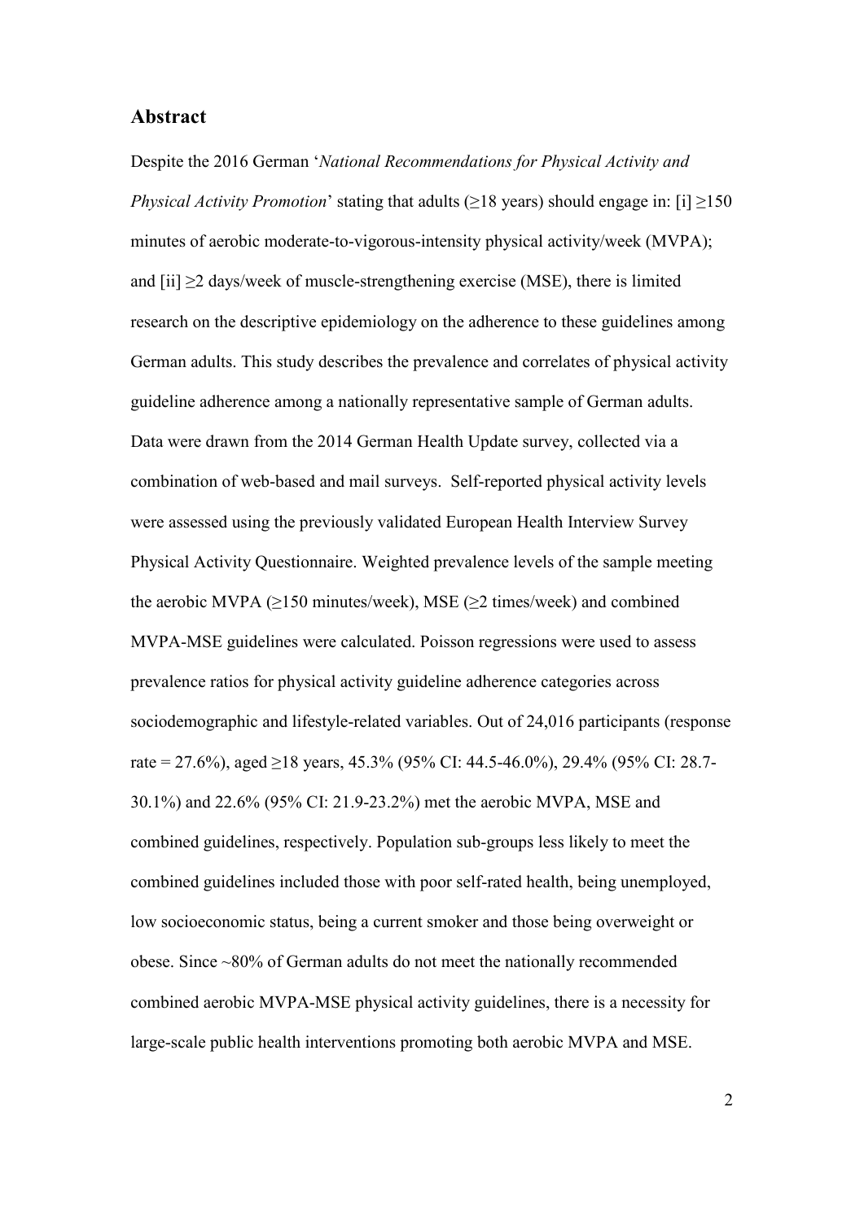## Abstract

Despite the 2016 German '*National Recommendations for Physical Activity and Physical Activity Promotion*' stating that adults (≥18 years) should engage in: [i] ≥150 minutes of aerobic moderate-to-vigorous-intensity physical activity/week (MVPA); and [ii] ≥2 days/week of muscle-strengthening exercise (MSE), there is limited research on the descriptive epidemiology on the adherence to these guidelines among German adults. This study describes the prevalence and correlates of physical activity guideline adherence among a nationally representative sample of German adults. Data were drawn from the 2014 German Health Update survey, collected via a combination of web-based and mail surveys. Self-reported physical activity levels were assessed using the previously validated European Health Interview Survey Physical Activity Questionnaire. Weighted prevalence levels of the sample meeting the aerobic MVPA (≥150 minutes/week), MSE (≥2 times/week) and combined MVPA-MSE guidelines were calculated. Poisson regressions were used to assess prevalence ratios for physical activity guideline adherence categories across sociodemographic and lifestyle-related variables. Out of 24,016 participants (response rate = 27.6%), aged ≥18 years, 45.3% (95% CI: 44.5-46.0%), 29.4% (95% CI: 28.7-30.1%) and 22.6% (95% CI: 21.9-23.2%) met the aerobic MVPA, MSE and combined guidelines, respectively. Population sub-groups less likely to meet the combined guidelines included those with poor self-rated health, being unemployed, low socioeconomic status, being a current smoker and those being overweight or obese. Since ~80% of German adults do not meet the nationally recommended combined aerobic MVPA-MSE physical activity guidelines, there is a necessity for large-scale public health interventions promoting both aerobic MVPA and MSE.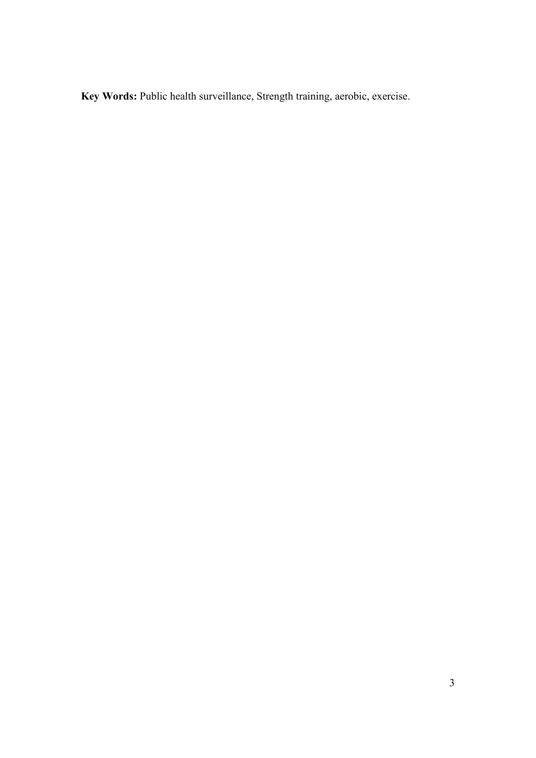**Key Words:** Public health surveillance, Strength training, aerobic, exercise.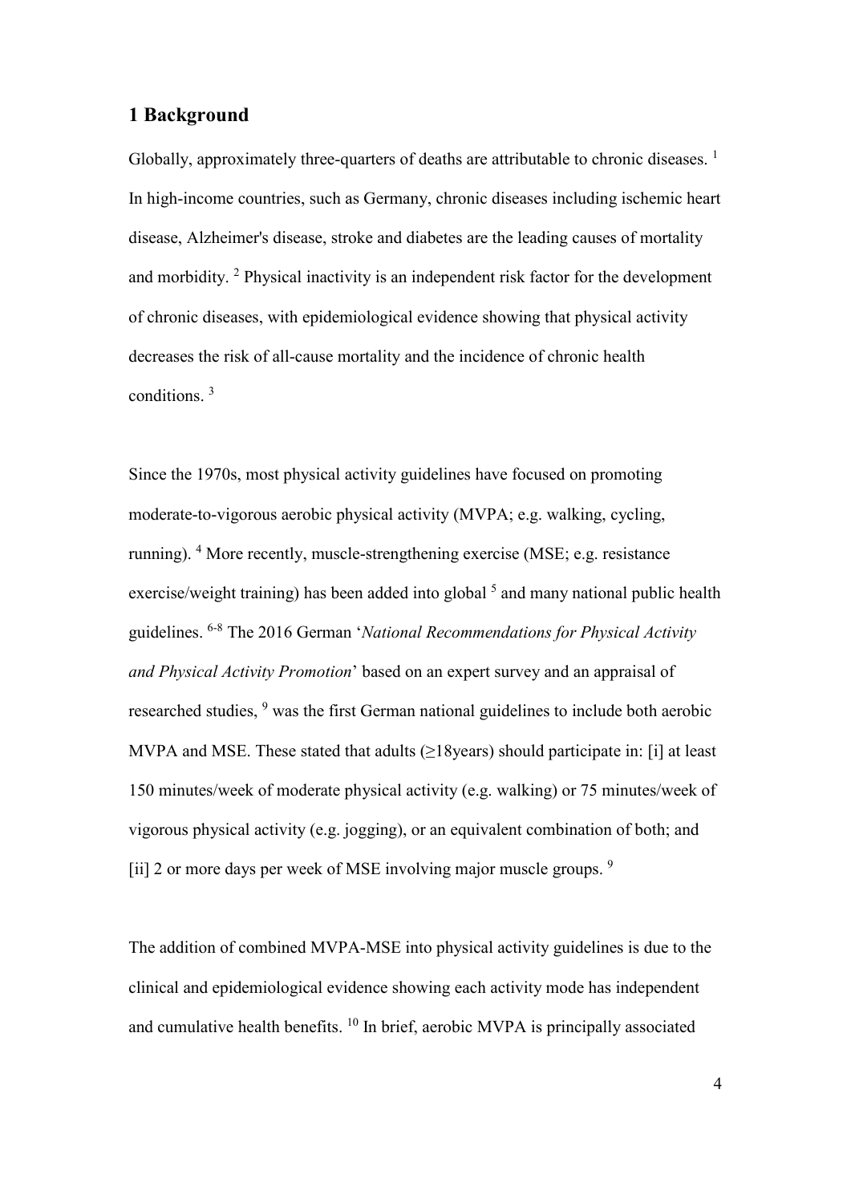## 1 Background

Globally, approximately three-quarters of deaths are attributable to chronic diseases. [1] In high-income countries, such as Germany, chronic diseases including ischemic heart disease, Alzheimer's disease, stroke and diabetes are the leading causes of mortality and morbidity. [2] Physical inactivity is an independent risk factor for the development of chronic diseases, with epidemiological evidence showing that physical activity decreases the risk of all-cause mortality and the incidence of chronic health conditions. [3]

Since the 1970s, most physical activity guidelines have focused on promoting moderate-to-vigorous aerobic physical activity (MVPA; e.g. walking, cycling, running). [4] More recently, muscle-strengthening exercise (MSE; e.g. resistance exercise/weight training) has been added into global [5] and many national public health guidelines. [6-8] The 2016 German '*National Recommendations for Physical Activity and Physical Activity Promotion*' based on an expert survey and an appraisal of researched studies, [9] was the first German national guidelines to include both aerobic MVPA and MSE. These stated that adults (≥18years) should participate in: [i] at least 150 minutes/week of moderate physical activity (e.g. walking) or 75 minutes/week of vigorous physical activity (e.g. jogging), or an equivalent combination of both; and [ii] 2 or more days per week of MSE involving major muscle groups. [9]

The addition of combined MVPA-MSE into physical activity guidelines is due to the clinical and epidemiological evidence showing each activity mode has independent and cumulative health benefits. [10] In brief, aerobic MVPA is principally associated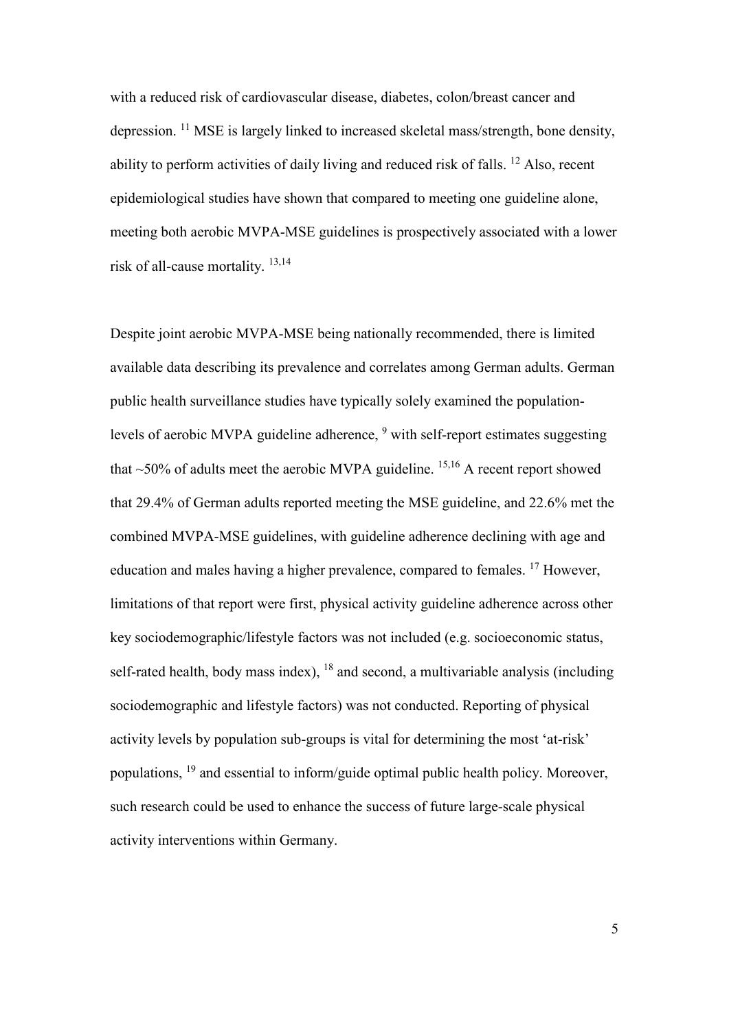with a reduced risk of cardiovascular disease, diabetes, colon/breast cancer and depression. [11] MSE is largely linked to increased skeletal mass/strength, bone density, ability to perform activities of daily living and reduced risk of falls. [12] Also, recent epidemiological studies have shown that compared to meeting one guideline alone, meeting both aerobic MVPA-MSE guidelines is prospectively associated with a lower risk of all-cause mortality. [13,14]

Despite joint aerobic MVPA-MSE being nationally recommended, there is limited available data describing its prevalence and correlates among German adults. German public health surveillance studies have typically solely examined the population-levels of aerobic MVPA guideline adherence, [9] with self-report estimates suggesting that ~50% of adults meet the aerobic MVPA guideline. [15,16] A recent report showed that 29.4% of German adults reported meeting the MSE guideline, and 22.6% met the combined MVPA-MSE guidelines, with guideline adherence declining with age and education and males having a higher prevalence, compared to females. [17] However, limitations of that report were first, physical activity guideline adherence across other key sociodemographic/lifestyle factors was not included (e.g. socioeconomic status, self-rated health, body mass index), [18] and second, a multivariable analysis (including sociodemographic and lifestyle factors) was not conducted. Reporting of physical activity levels by population sub-groups is vital for determining the most 'at-risk' populations, [19] and essential to inform/guide optimal public health policy. Moreover, such research could be used to enhance the success of future large-scale physical activity interventions within Germany.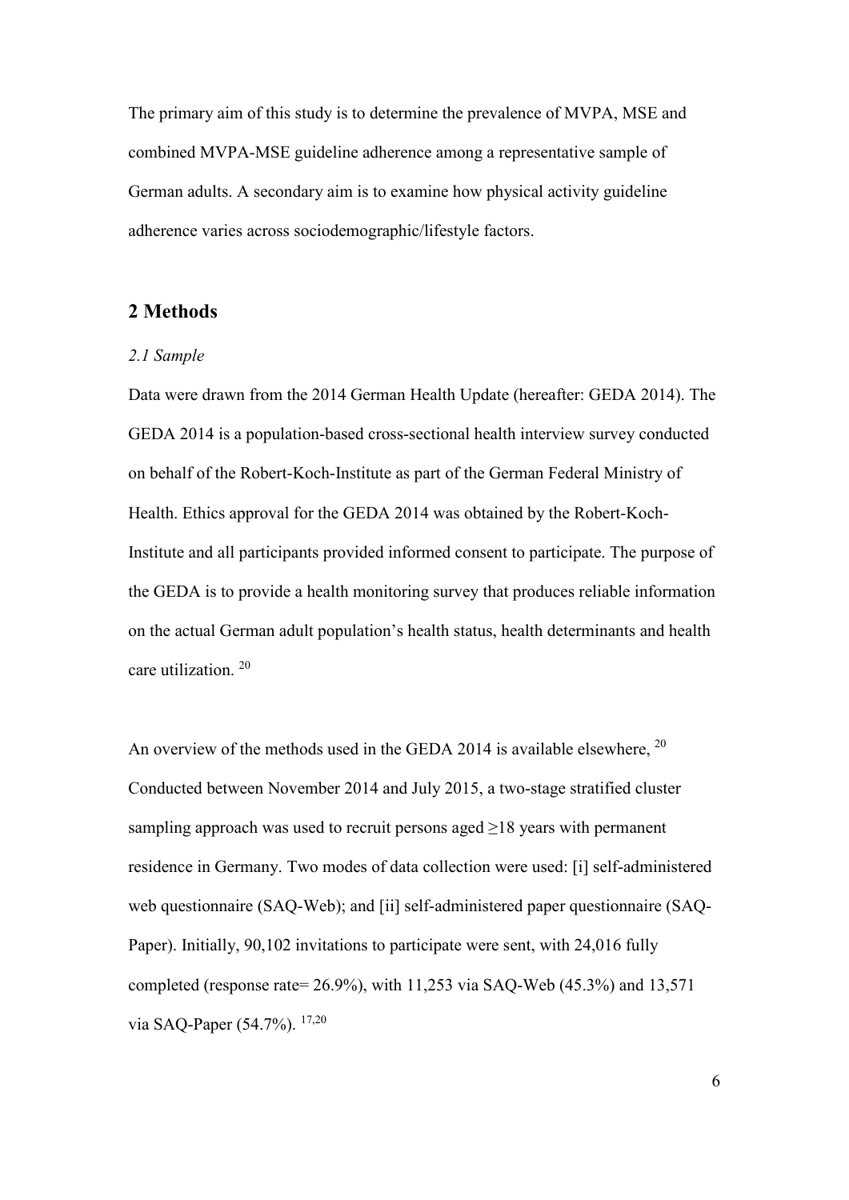The primary aim of this study is to determine the prevalence of MVPA, MSE and combined MVPA-MSE guideline adherence among a representative sample of German adults. A secondary aim is to examine how physical activity guideline adherence varies across sociodemographic/lifestyle factors.

## 2 Methods

### *2.1 Sample*

Data were drawn from the 2014 German Health Update (hereafter: GEDA 2014). The GEDA 2014 is a population-based cross-sectional health interview survey conducted on behalf of the Robert-Koch-Institute as part of the German Federal Ministry of Health. Ethics approval for the GEDA 2014 was obtained by the Robert-Koch-Institute and all participants provided informed consent to participate. The purpose of the GEDA is to provide a health monitoring survey that produces reliable information on the actual German adult population's health status, health determinants and health care utilization. [20]

An overview of the methods used in the GEDA 2014 is available elsewhere, [20] Conducted between November 2014 and July 2015, a two-stage stratified cluster sampling approach was used to recruit persons aged ≥18 years with permanent residence in Germany. Two modes of data collection were used: [i] self-administered web questionnaire (SAQ-Web); and [ii] self-administered paper questionnaire (SAQ-Paper). Initially, 90,102 invitations to participate were sent, with 24,016 fully completed (response rate= 26.9%), with 11,253 via SAQ-Web (45.3%) and 13,571 via SAQ-Paper (54.7%). [17,20]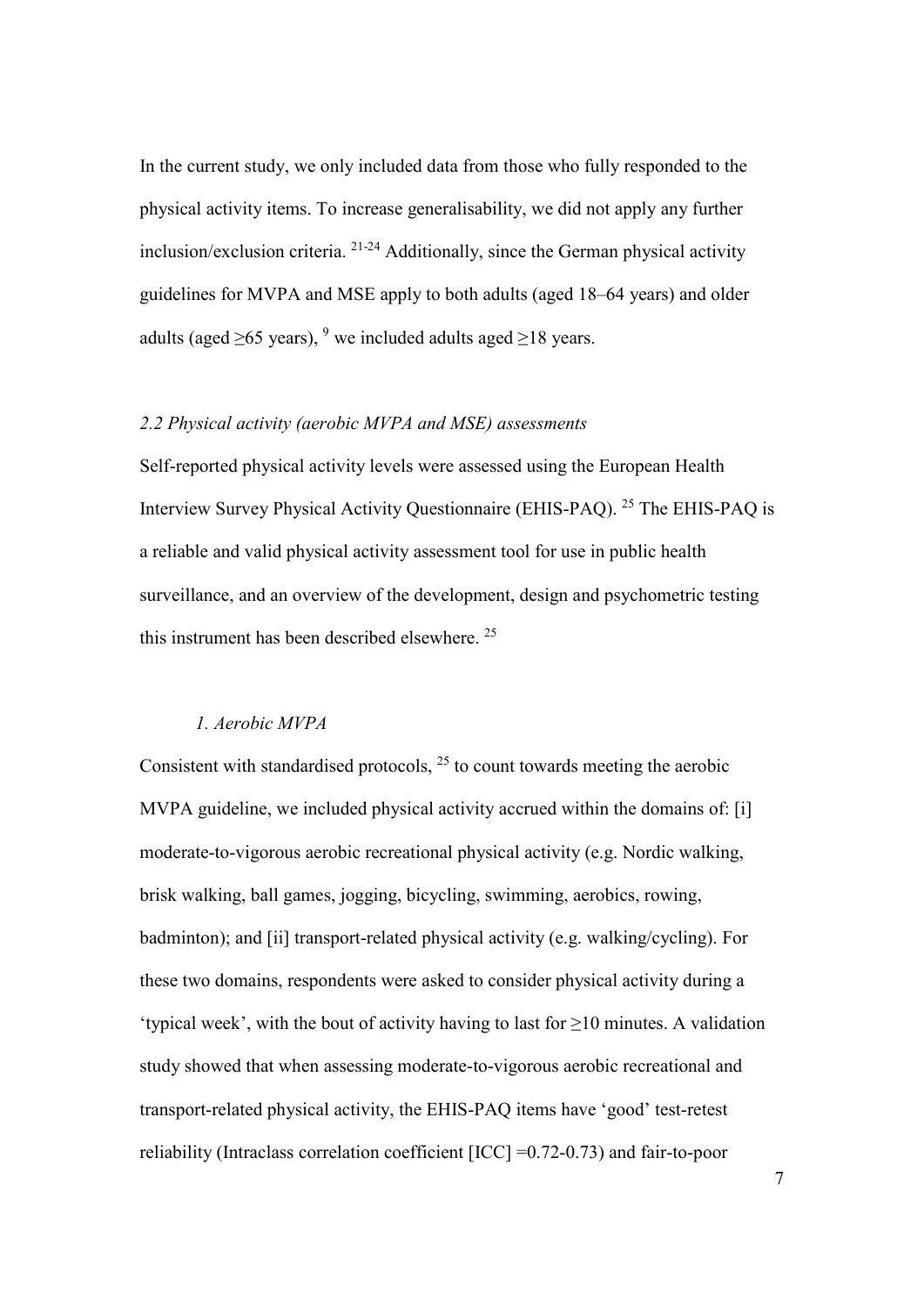In the current study, we only included data from those who fully responded to the physical activity items. To increase generalisability, we did not apply any further inclusion/exclusion criteria. [21-24] Additionally, since the German physical activity guidelines for MVPA and MSE apply to both adults (aged 18–64 years) and older adults (aged ≥65 years), [9] we included adults aged ≥18 years.

### *2.2 Physical activity (aerobic MVPA and MSE) assessments*

Self-reported physical activity levels were assessed using the European Health Interview Survey Physical Activity Questionnaire (EHIS-PAQ). [25] The EHIS-PAQ is a reliable and valid physical activity assessment tool for use in public health surveillance, and an overview of the development, design and psychometric testing this instrument has been described elsewhere. [25]

#### *1. Aerobic MVPA*

Consistent with standardised protocols, [25] to count towards meeting the aerobic MVPA guideline, we included physical activity accrued within the domains of: [i] moderate-to-vigorous aerobic recreational physical activity (e.g. Nordic walking, brisk walking, ball games, jogging, bicycling, swimming, aerobics, rowing, badminton); and [ii] transport-related physical activity (e.g. walking/cycling). For these two domains, respondents were asked to consider physical activity during a 'typical week', with the bout of activity having to last for ≥10 minutes. A validation study showed that when assessing moderate-to-vigorous aerobic recreational and transport-related physical activity, the EHIS-PAQ items have 'good' test-retest reliability (Intraclass correlation coefficient [ICC] =0.72-0.73) and fair-to-poor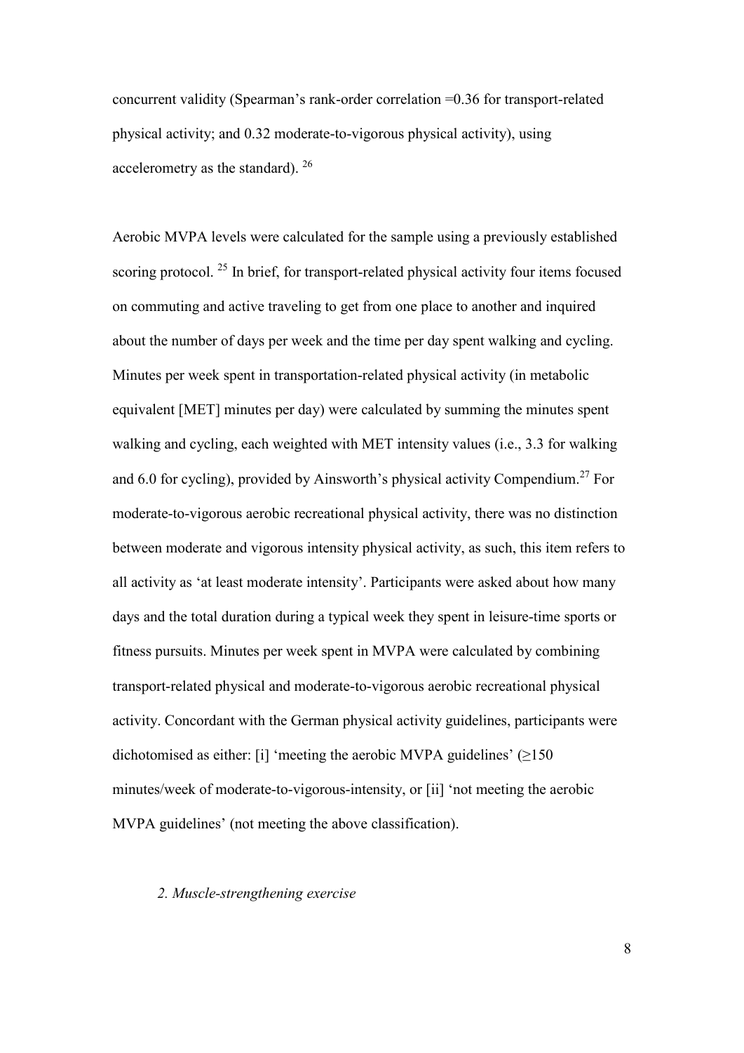concurrent validity (Spearman's rank-order correlation =0.36 for transport-related physical activity; and 0.32 moderate-to-vigorous physical activity), using accelerometry as the standard). [26]

Aerobic MVPA levels were calculated for the sample using a previously established scoring protocol. [25] In brief, for transport-related physical activity four items focused on commuting and active traveling to get from one place to another and inquired about the number of days per week and the time per day spent walking and cycling. Minutes per week spent in transportation-related physical activity (in metabolic equivalent [MET] minutes per day) were calculated by summing the minutes spent walking and cycling, each weighted with MET intensity values (i.e., 3.3 for walking and 6.0 for cycling), provided by Ainsworth's physical activity Compendium.[27] For moderate-to-vigorous aerobic recreational physical activity, there was no distinction between moderate and vigorous intensity physical activity, as such, this item refers to all activity as 'at least moderate intensity'. Participants were asked about how many days and the total duration during a typical week they spent in leisure-time sports or fitness pursuits. Minutes per week spent in MVPA were calculated by combining transport-related physical and moderate-to-vigorous aerobic recreational physical activity. Concordant with the German physical activity guidelines, participants were dichotomised as either: [i] 'meeting the aerobic MVPA guidelines' (≥150 minutes/week of moderate-to-vigorous-intensity, or [ii] 'not meeting the aerobic MVPA guidelines' (not meeting the above classification).

*2. Muscle-strengthening exercise*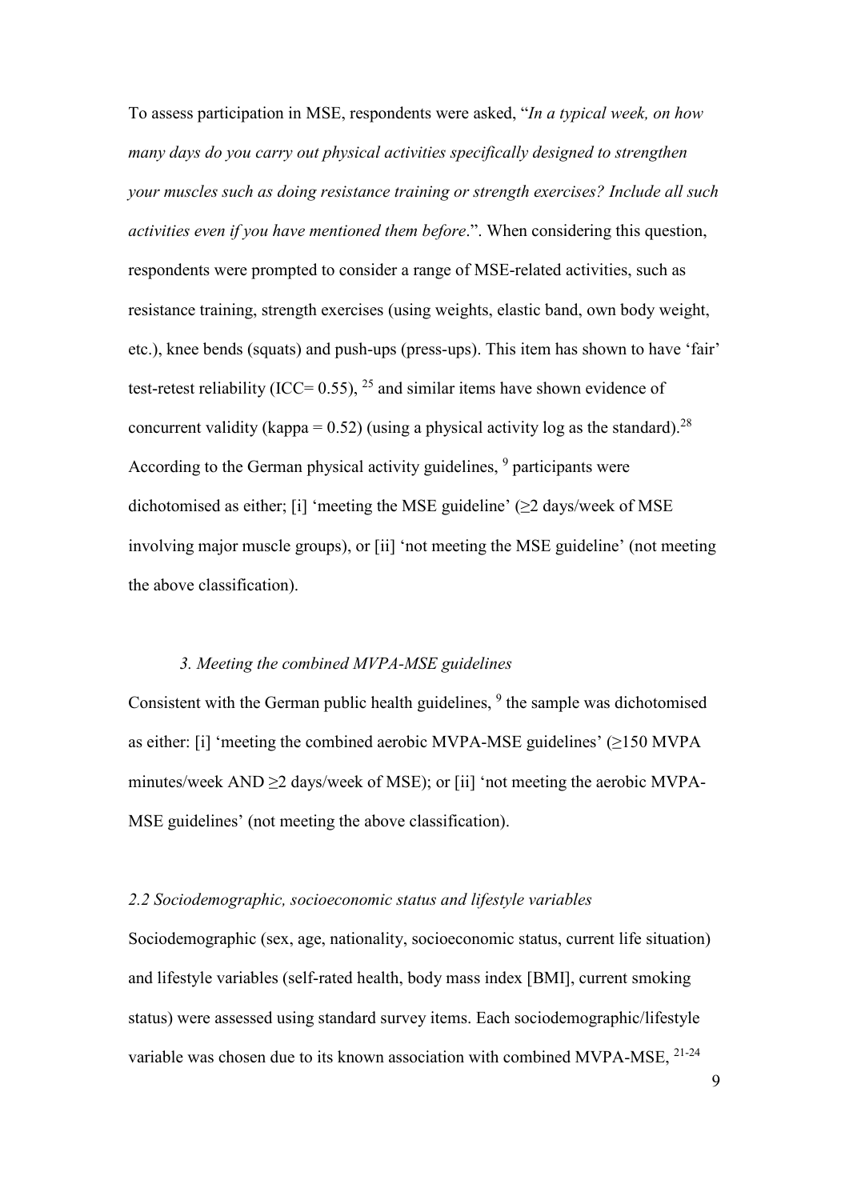To assess participation in MSE, respondents were asked, "*In a typical week, on how many days do you carry out physical activities specifically designed to strengthen your muscles such as doing resistance training or strength exercises? Include all such activities even if you have mentioned them before*.". When considering this question, respondents were prompted to consider a range of MSE-related activities, such as resistance training, strength exercises (using weights, elastic band, own body weight, etc.), knee bends (squats) and push-ups (press-ups). This item has shown to have 'fair' test-retest reliability (ICC= 0.55), [25] and similar items have shown evidence of concurrent validity (kappa = 0.52) (using a physical activity log as the standard).[28] According to the German physical activity guidelines, [9] participants were dichotomised as either; [i] 'meeting the MSE guideline' (≥2 days/week of MSE involving major muscle groups), or [ii] 'not meeting the MSE guideline' (not meeting the above classification).

*3. Meeting the combined MVPA-MSE guidelines*

Consistent with the German public health guidelines, [9] the sample was dichotomised as either: [i] 'meeting the combined aerobic MVPA-MSE guidelines' (≥150 MVPA minutes/week AND ≥2 days/week of MSE); or [ii] 'not meeting the aerobic MVPA-MSE guidelines' (not meeting the above classification).

### *2.2 Sociodemographic, socioeconomic status and lifestyle variables*

Sociodemographic (sex, age, nationality, socioeconomic status, current life situation) and lifestyle variables (self-rated health, body mass index [BMI], current smoking status) were assessed using standard survey items. Each sociodemographic/lifestyle variable was chosen due to its known association with combined MVPA-MSE, [21-24]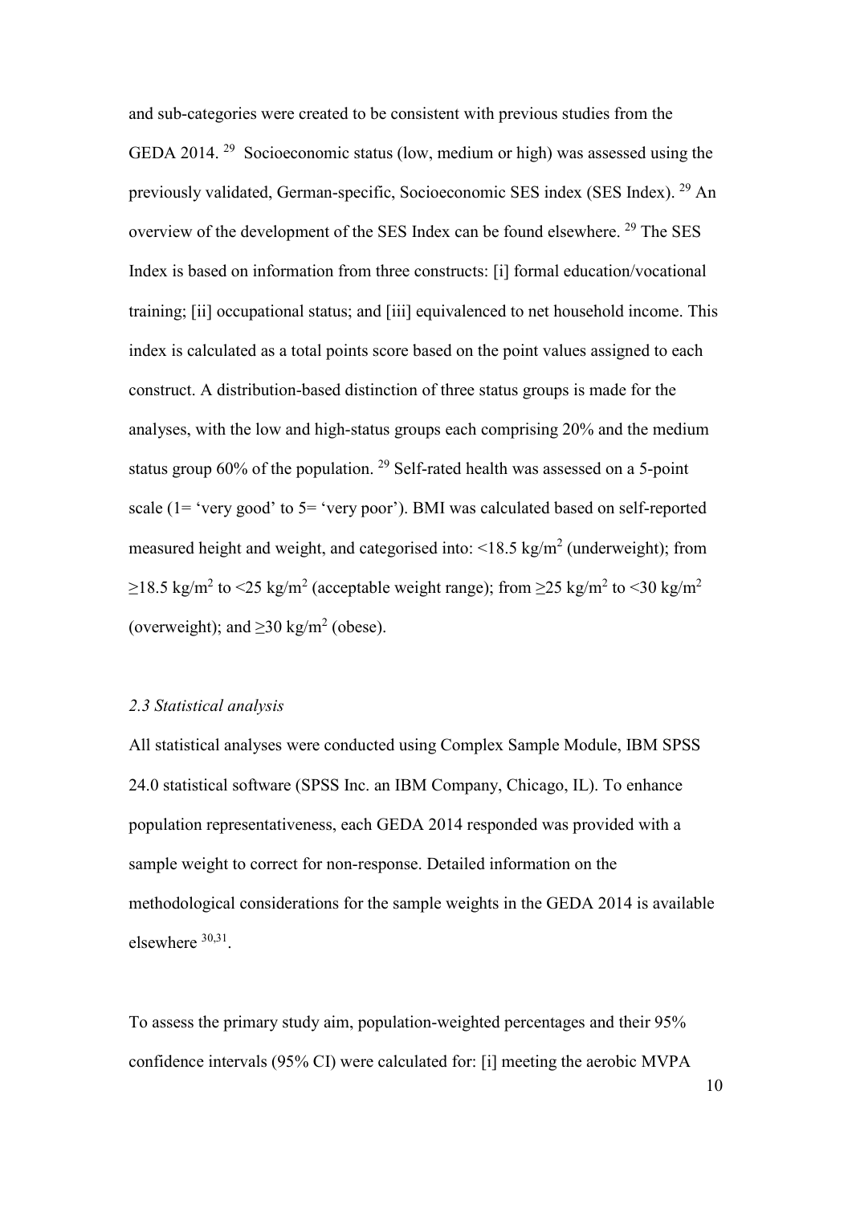and sub-categories were created to be consistent with previous studies from the GEDA 2014. [29] Socioeconomic status (low, medium or high) was assessed using the previously validated, German-specific, Socioeconomic SES index (SES Index). [29] An overview of the development of the SES Index can be found elsewhere. [29] The SES Index is based on information from three constructs: [i] formal education/vocational training; [ii] occupational status; and [iii] equivalenced to net household income. This index is calculated as a total points score based on the point values assigned to each construct. A distribution-based distinction of three status groups is made for the analyses, with the low and high-status groups each comprising 20% and the medium status group 60% of the population. [29] Self-rated health was assessed on a 5-point scale (1= 'very good' to 5= 'very poor'). BMI was calculated based on self-reported measured height and weight, and categorised into: $<18.5$ kg/m$^2$ (underweight); from $\geq 18.5$ kg/m$^2$ to $<25$ kg/m$^2$ (acceptable weight range); from $\geq 25$ kg/m$^2$ to $<30$ kg/m$^2$ (overweight); and $\geq 30$ kg/m$^2$ (obese).

### *2.3 Statistical analysis*

All statistical analyses were conducted using Complex Sample Module, IBM SPSS 24.0 statistical software (SPSS Inc. an IBM Company, Chicago, IL). To enhance population representativeness, each GEDA 2014 responded was provided with a sample weight to correct for non-response. Detailed information on the methodological considerations for the sample weights in the GEDA 2014 is available elsewhere [30,31].

To assess the primary study aim, population-weighted percentages and their 95% confidence intervals (95% CI) were calculated for: [i] meeting the aerobic MVPA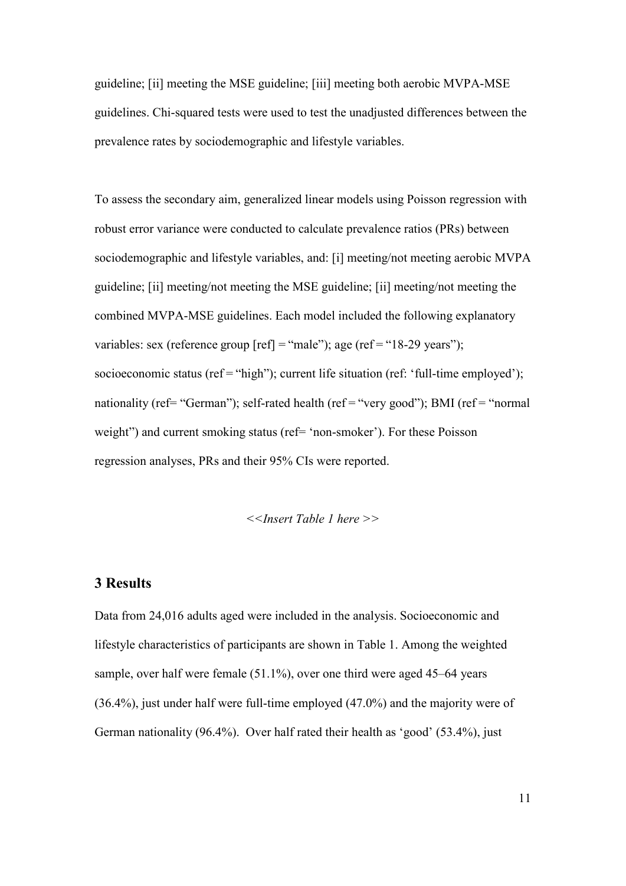guideline; [ii] meeting the MSE guideline; [iii] meeting both aerobic MVPA-MSE guidelines. Chi-squared tests were used to test the unadjusted differences between the prevalence rates by sociodemographic and lifestyle variables.

To assess the secondary aim, generalized linear models using Poisson regression with robust error variance were conducted to calculate prevalence ratios (PRs) between sociodemographic and lifestyle variables, and: [i] meeting/not meeting aerobic MVPA guideline; [ii] meeting/not meeting the MSE guideline; [ii] meeting/not meeting the combined MVPA-MSE guidelines. Each model included the following explanatory variables: sex (reference group [ref] = "male"); age (ref = "18-29 years"); socioeconomic status (ref = "high"); current life situation (ref: 'full-time employed'); nationality (ref= "German"); self-rated health (ref = "very good"); BMI (ref = "normal weight") and current smoking status (ref= 'non-smoker'). For these Poisson regression analyses, PRs and their 95% CIs were reported.

*<<Insert Table 1 here >>*

## 3 Results

Data from 24,016 adults aged were included in the analysis. Socioeconomic and lifestyle characteristics of participants are shown in Table 1. Among the weighted sample, over half were female (51.1%), over one third were aged 45–64 years (36.4%), just under half were full-time employed (47.0%) and the majority were of German nationality (96.4%). Over half rated their health as 'good' (53.4%), just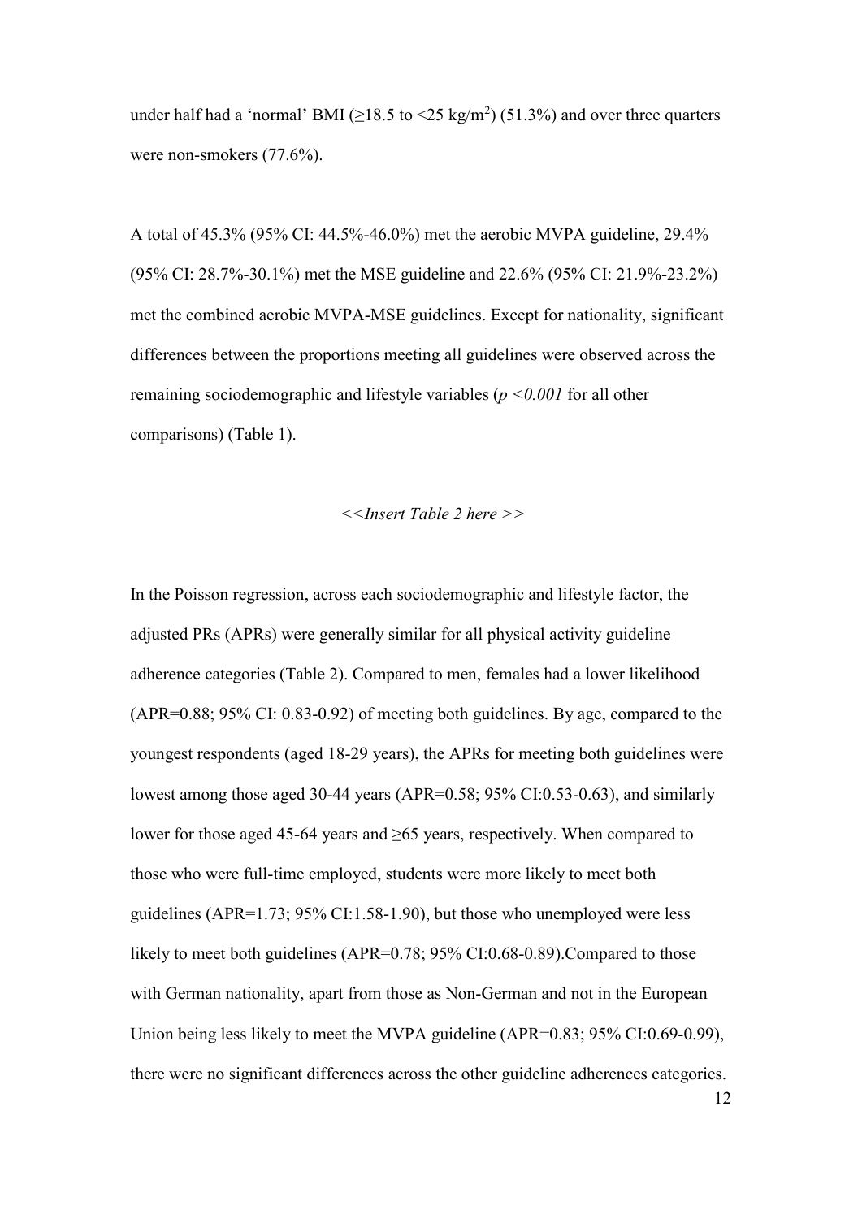under half had a 'normal' BMI ($\geq$18.5 to <25 kg/m$^2$) (51.3%) and over three quarters were non-smokers (77.6%).

A total of 45.3% (95% CI: 44.5%-46.0%) met the aerobic MVPA guideline, 29.4% (95% CI: 28.7%-30.1%) met the MSE guideline and 22.6% (95% CI: 21.9%-23.2%) met the combined aerobic MVPA-MSE guidelines. Except for nationality, significant differences between the proportions meeting all guidelines were observed across the remaining sociodemographic and lifestyle variables (*p <0.001* for all other comparisons) (Table 1).

*<<Insert Table 2 here >>*

In the Poisson regression, across each sociodemographic and lifestyle factor, the adjusted PRs (APRs) were generally similar for all physical activity guideline adherence categories (Table 2). Compared to men, females had a lower likelihood (APR=0.88; 95% CI: 0.83-0.92) of meeting both guidelines. By age, compared to the youngest respondents (aged 18-29 years), the APRs for meeting both guidelines were lowest among those aged 30-44 years (APR=0.58; 95% CI:0.53-0.63), and similarly lower for those aged 45-64 years and $\geq$65 years, respectively. When compared to those who were full-time employed, students were more likely to meet both guidelines (APR=1.73; 95% CI:1.58-1.90), but those who unemployed were less likely to meet both guidelines (APR=0.78; 95% CI:0.68-0.89).Compared to those with German nationality, apart from those as Non-German and not in the European Union being less likely to meet the MVPA guideline (APR=0.83; 95% CI:0.69-0.99), there were no significant differences across the other guideline adherences categories.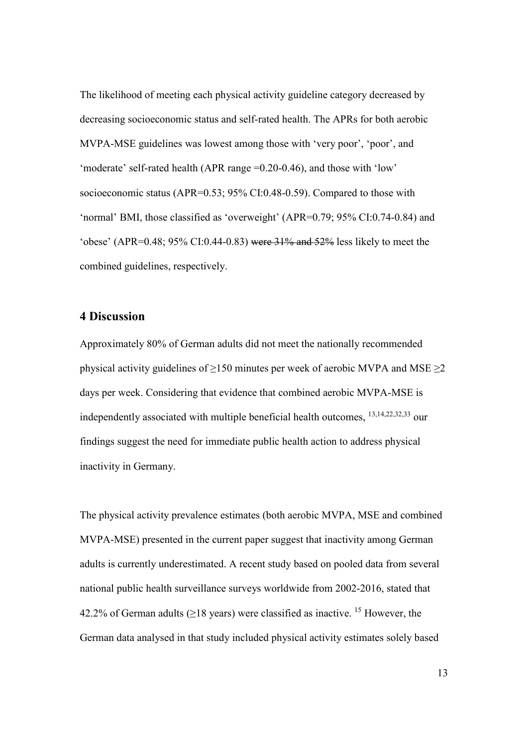The likelihood of meeting each physical activity guideline category decreased by decreasing socioeconomic status and self-rated health. The APRs for both aerobic MVPA-MSE guidelines was lowest among those with 'very poor', 'poor', and 'moderate' self-rated health (APR range =0.20-0.46), and those with 'low' socioeconomic status (APR=0.53; 95% CI:0.48-0.59). Compared to those with 'normal' BMI, those classified as 'overweight' (APR=0.79; 95% CI:0.74-0.84) and 'obese' (APR=0.48; 95% CI:0.44-0.83) ~~were 31% and 52%~~ less likely to meet the combined guidelines, respectively.

## 4 Discussion

Approximately 80% of German adults did not meet the nationally recommended physical activity guidelines of ≥150 minutes per week of aerobic MVPA and MSE ≥2 days per week. Considering that evidence that combined aerobic MVPA-MSE is independently associated with multiple beneficial health outcomes, [13,14,22,32,33] our findings suggest the need for immediate public health action to address physical inactivity in Germany.

The physical activity prevalence estimates (both aerobic MVPA, MSE and combined MVPA-MSE) presented in the current paper suggest that inactivity among German adults is currently underestimated. A recent study based on pooled data from several national public health surveillance surveys worldwide from 2002-2016, stated that 42.2% of German adults (≥18 years) were classified as inactive. [15] However, the German data analysed in that study included physical activity estimates solely based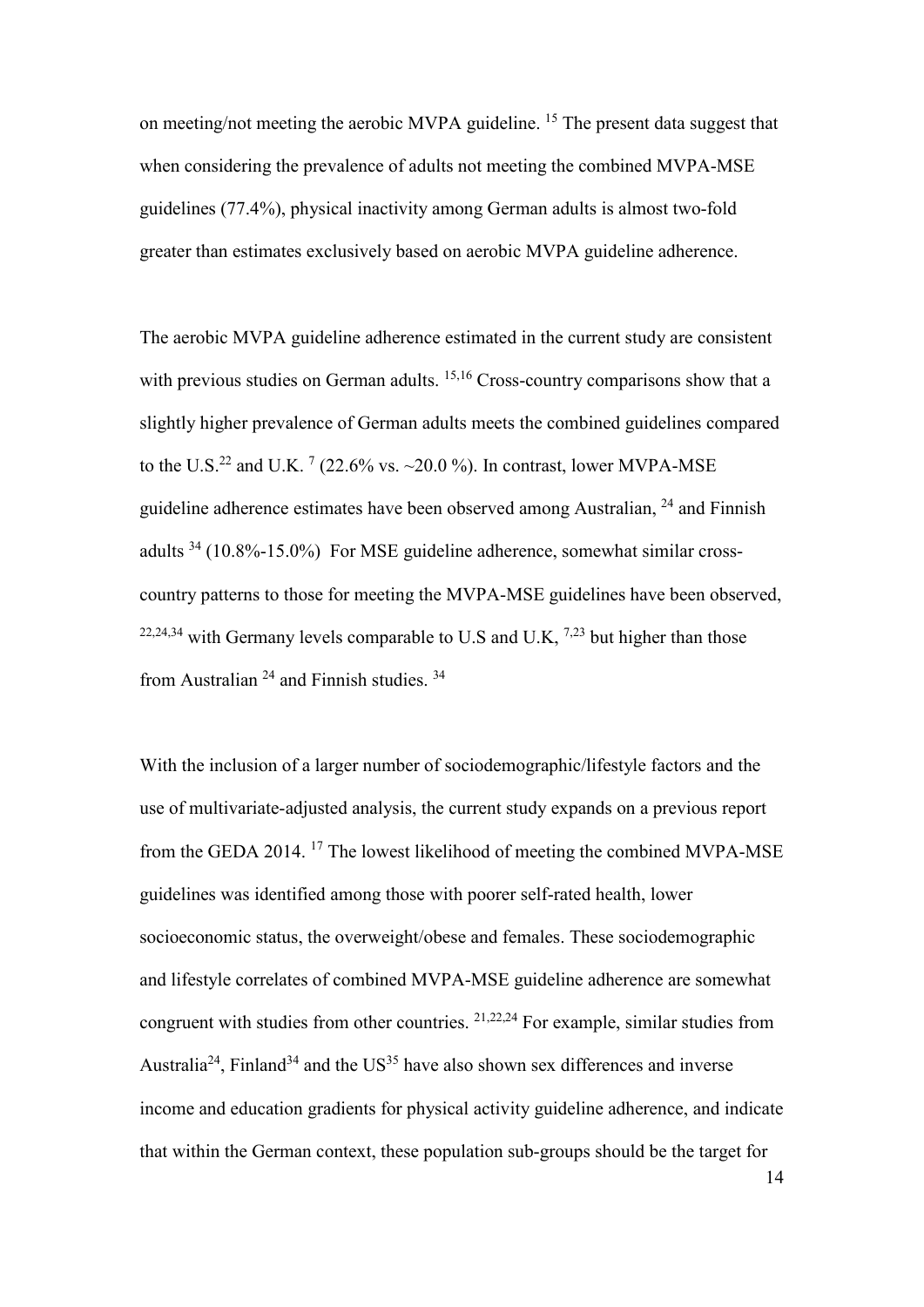on meeting/not meeting the aerobic MVPA guideline. [15] The present data suggest that when considering the prevalence of adults not meeting the combined MVPA-MSE guidelines (77.4%), physical inactivity among German adults is almost two-fold greater than estimates exclusively based on aerobic MVPA guideline adherence.

The aerobic MVPA guideline adherence estimated in the current study are consistent with previous studies on German adults. [15,16] Cross-country comparisons show that a slightly higher prevalence of German adults meets the combined guidelines compared to the U.S.[22] and U.K. [7] (22.6% vs. ~20.0 %). In contrast, lower MVPA-MSE guideline adherence estimates have been observed among Australian, [24] and Finnish adults [34] (10.8%-15.0%) For MSE guideline adherence, somewhat similar cross-country patterns to those for meeting the MVPA-MSE guidelines have been observed, [22,24,34] with Germany levels comparable to U.S and U.K, [7,23] but higher than those from Australian [24] and Finnish studies. [34]

With the inclusion of a larger number of sociodemographic/lifestyle factors and the use of multivariate-adjusted analysis, the current study expands on a previous report from the GEDA 2014. [17] The lowest likelihood of meeting the combined MVPA-MSE guidelines was identified among those with poorer self-rated health, lower socioeconomic status, the overweight/obese and females. These sociodemographic and lifestyle correlates of combined MVPA-MSE guideline adherence are somewhat congruent with studies from other countries. [21,22,24] For example, similar studies from Australia[24], Finland[34] and the US[35] have also shown sex differences and inverse income and education gradients for physical activity guideline adherence, and indicate that within the German context, these population sub-groups should be the target for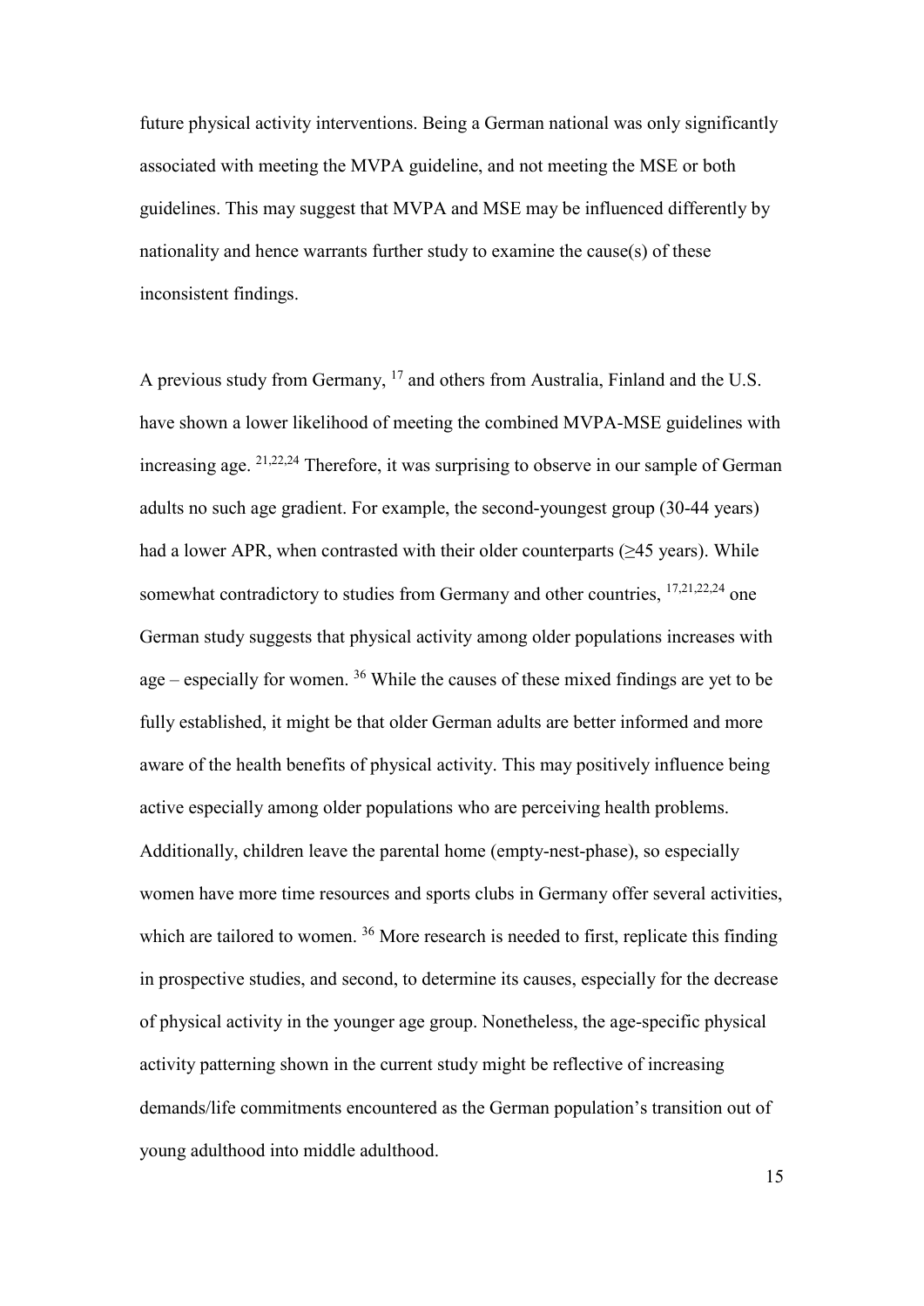future physical activity interventions. Being a German national was only significantly associated with meeting the MVPA guideline, and not meeting the MSE or both guidelines. This may suggest that MVPA and MSE may be influenced differently by nationality and hence warrants further study to examine the cause(s) of these inconsistent findings.

A previous study from Germany, [17] and others from Australia, Finland and the U.S. have shown a lower likelihood of meeting the combined MVPA-MSE guidelines with increasing age. [21,22,24] Therefore, it was surprising to observe in our sample of German adults no such age gradient. For example, the second-youngest group (30-44 years) had a lower APR, when contrasted with their older counterparts (≥45 years). While somewhat contradictory to studies from Germany and other countries, [17,21,22,24] one German study suggests that physical activity among older populations increases with age – especially for women. [36] While the causes of these mixed findings are yet to be fully established, it might be that older German adults are better informed and more aware of the health benefits of physical activity. This may positively influence being active especially among older populations who are perceiving health problems. Additionally, children leave the parental home (empty-nest-phase), so especially women have more time resources and sports clubs in Germany offer several activities, which are tailored to women. [36] More research is needed to first, replicate this finding in prospective studies, and second, to determine its causes, especially for the decrease of physical activity in the younger age group. Nonetheless, the age-specific physical activity patterning shown in the current study might be reflective of increasing demands/life commitments encountered as the German population's transition out of young adulthood into middle adulthood.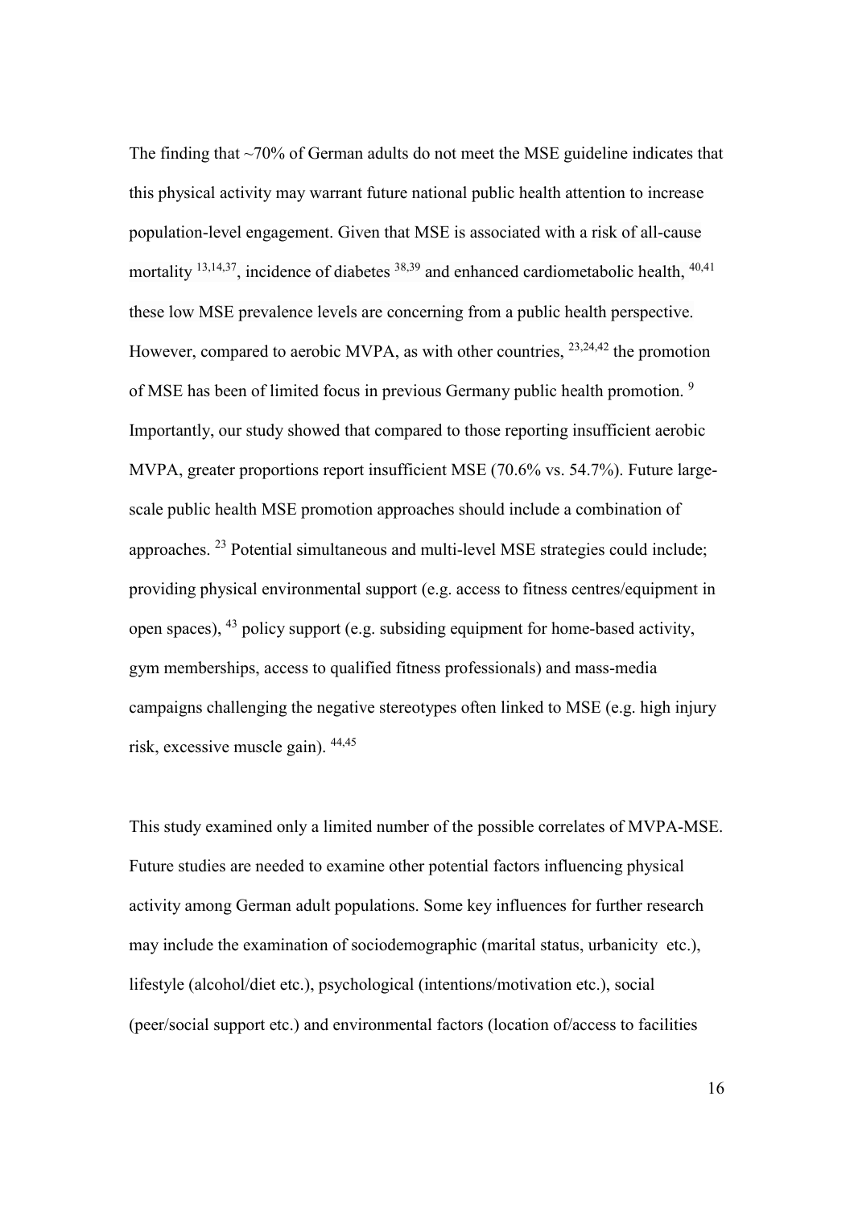The finding that ~70% of German adults do not meet the MSE guideline indicates that this physical activity may warrant future national public health attention to increase population-level engagement. Given that MSE is associated with a risk of all-cause mortality [13,14,37], incidence of diabetes [38,39] and enhanced cardiometabolic health, [40,41] these low MSE prevalence levels are concerning from a public health perspective. However, compared to aerobic MVPA, as with other countries, [23,24,42] the promotion of MSE has been of limited focus in previous Germany public health promotion. [9] Importantly, our study showed that compared to those reporting insufficient aerobic MVPA, greater proportions report insufficient MSE (70.6% vs. 54.7%). Future large-scale public health MSE promotion approaches should include a combination of approaches. [23] Potential simultaneous and multi-level MSE strategies could include; providing physical environmental support (e.g. access to fitness centres/equipment in open spaces), [43] policy support (e.g. subsiding equipment for home-based activity, gym memberships, access to qualified fitness professionals) and mass-media campaigns challenging the negative stereotypes often linked to MSE (e.g. high injury risk, excessive muscle gain). [44,45]

This study examined only a limited number of the possible correlates of MVPA-MSE. Future studies are needed to examine other potential factors influencing physical activity among German adult populations. Some key influences for further research may include the examination of sociodemographic (marital status, urbanicity etc.), lifestyle (alcohol/diet etc.), psychological (intentions/motivation etc.), social (peer/social support etc.) and environmental factors (location of/access to facilities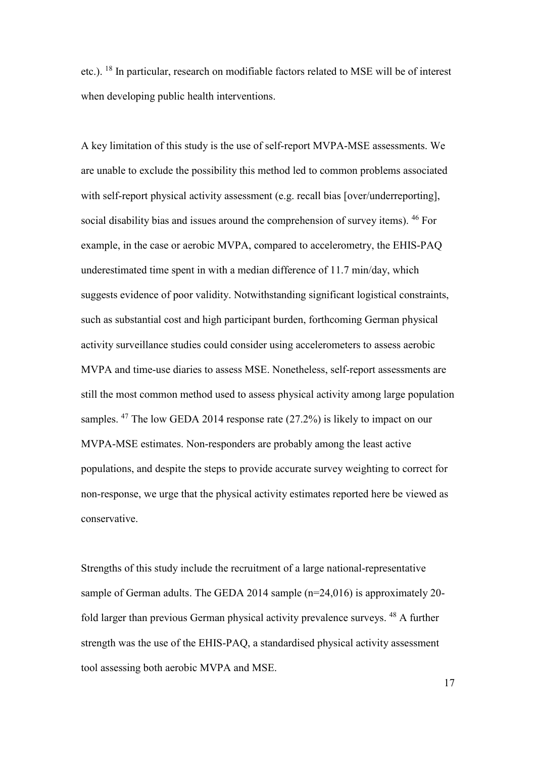etc.).[18] In particular, research on modifiable factors related to MSE will be of interest when developing public health interventions.

A key limitation of this study is the use of self-report MVPA-MSE assessments. We are unable to exclude the possibility this method led to common problems associated with self-report physical activity assessment (e.g. recall bias [over/underreporting], social disability bias and issues around the comprehension of survey items).[46] For example, in the case or aerobic MVPA, compared to accelerometry, the EHIS-PAQ underestimated time spent in with a median difference of 11.7 min/day, which suggests evidence of poor validity. Notwithstanding significant logistical constraints, such as substantial cost and high participant burden, forthcoming German physical activity surveillance studies could consider using accelerometers to assess aerobic MVPA and time-use diaries to assess MSE. Nonetheless, self-report assessments are still the most common method used to assess physical activity among large population samples.[47] The low GEDA 2014 response rate (27.2%) is likely to impact on our MVPA-MSE estimates. Non-responders are probably among the least active populations, and despite the steps to provide accurate survey weighting to correct for non-response, we urge that the physical activity estimates reported here be viewed as conservative.

Strengths of this study include the recruitment of a large national-representative sample of German adults. The GEDA 2014 sample (n=24,016) is approximately 20-fold larger than previous German physical activity prevalence surveys.[48] A further strength was the use of the EHIS-PAQ, a standardised physical activity assessment tool assessing both aerobic MVPA and MSE.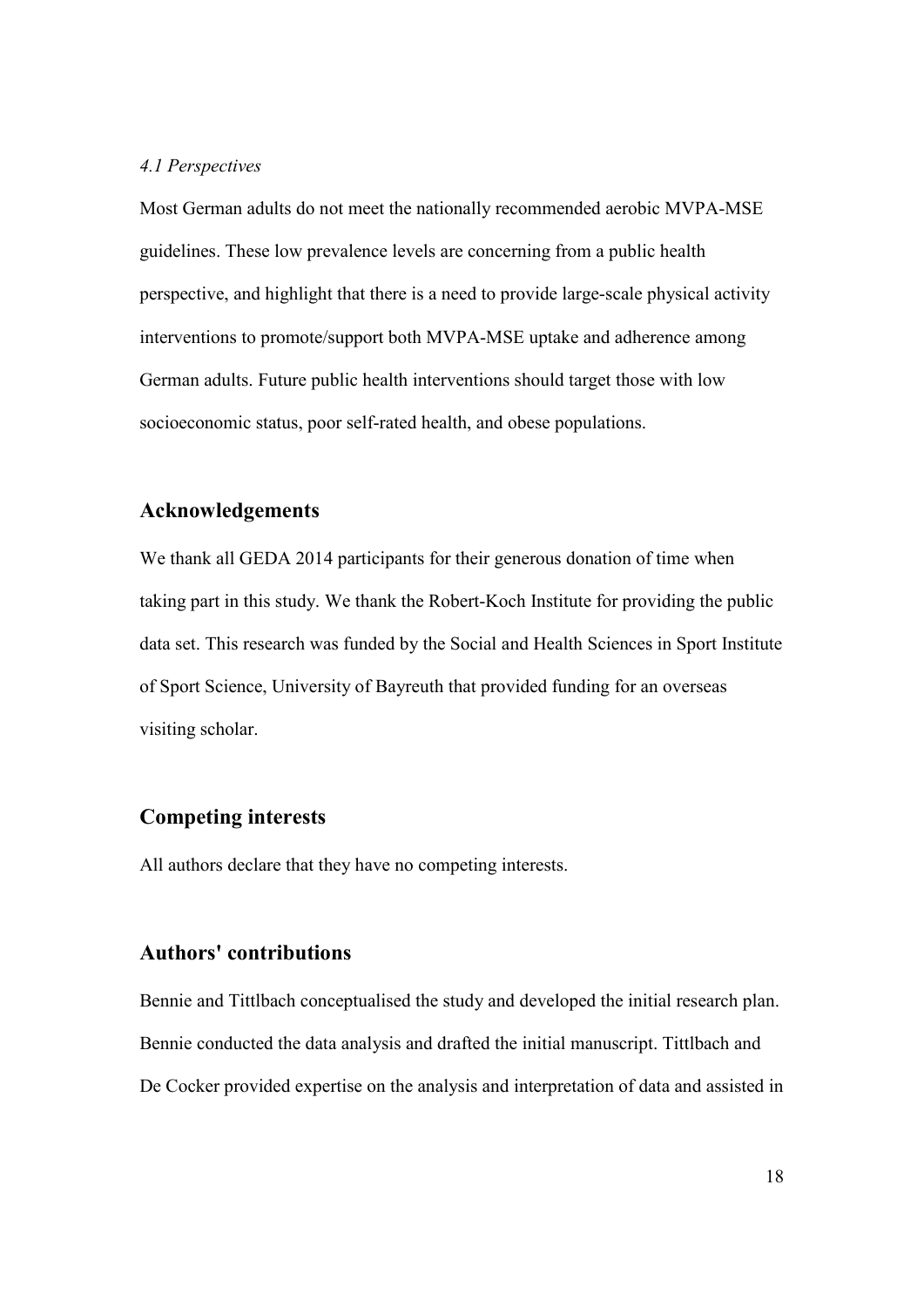*4.1 Perspectives*

Most German adults do not meet the nationally recommended aerobic MVPA-MSE guidelines. These low prevalence levels are concerning from a public health perspective, and highlight that there is a need to provide large-scale physical activity interventions to promote/support both MVPA-MSE uptake and adherence among German adults. Future public health interventions should target those with low socioeconomic status, poor self-rated health, and obese populations.

## Acknowledgements

We thank all GEDA 2014 participants for their generous donation of time when taking part in this study. We thank the Robert-Koch Institute for providing the public data set. This research was funded by the Social and Health Sciences in Sport Institute of Sport Science, University of Bayreuth that provided funding for an overseas visiting scholar.

## Competing interests

All authors declare that they have no competing interests.

## Authors' contributions

Bennie and Tittlbach conceptualised the study and developed the initial research plan. Bennie conducted the data analysis and drafted the initial manuscript. Tittlbach and De Cocker provided expertise on the analysis and interpretation of data and assisted in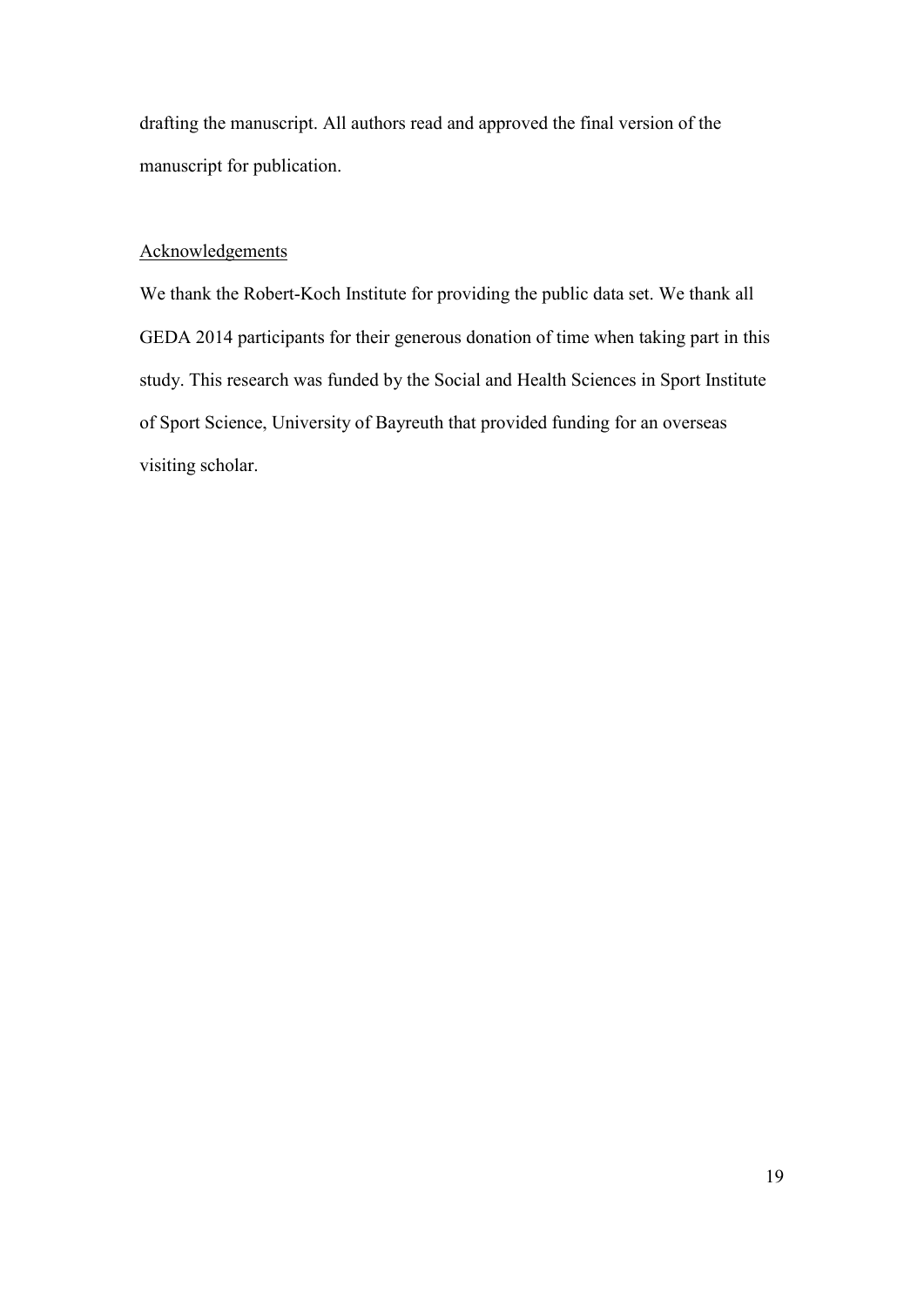drafting the manuscript. All authors read and approved the final version of the manuscript for publication.

## Acknowledgements

We thank the Robert-Koch Institute for providing the public data set. We thank all GEDA 2014 participants for their generous donation of time when taking part in this study. This research was funded by the Social and Health Sciences in Sport Institute of Sport Science, University of Bayreuth that provided funding for an overseas visiting scholar.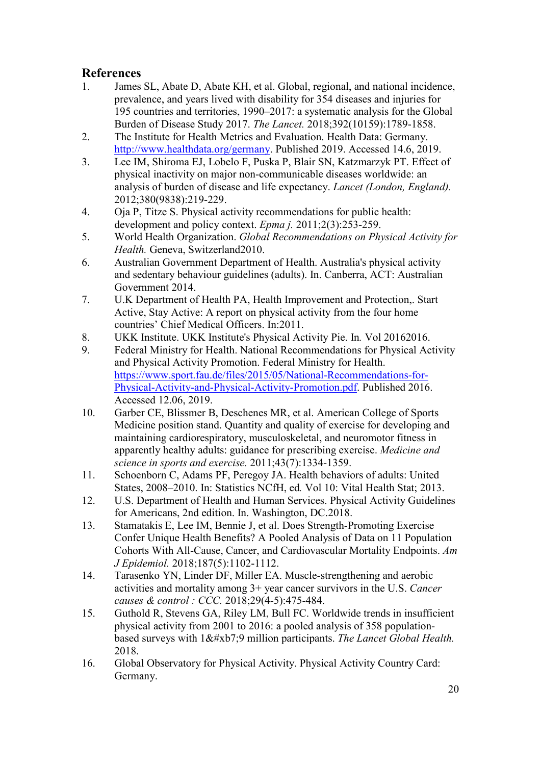## References

1. James SL, Abate D, Abate KH, et al. Global, regional, and national incidence, prevalence, and years lived with disability for 354 diseases and injuries for 195 countries and territories, 1990–2017: a systematic analysis for the Global Burden of Disease Study 2017. *The Lancet.* 2018;392(10159):1789-1858.
2. The Institute for Health Metrics and Evaluation. Health Data: Germany. http://www.healthdata.org/germany. Published 2019. Accessed 14.6, 2019.
3. Lee IM, Shiroma EJ, Lobelo F, Puska P, Blair SN, Katzmarzyk PT. Effect of physical inactivity on major non-communicable diseases worldwide: an analysis of burden of disease and life expectancy. *Lancet (London, England).* 2012;380(9838):219-229.
4. Oja P, Titze S. Physical activity recommendations for public health: development and policy context. *Epma j.* 2011;2(3):253-259.
5. World Health Organization. *Global Recommendations on Physical Activity for Health.* Geneva, Switzerland2010.
6. Australian Government Department of Health. Australia's physical activity and sedentary behaviour guidelines (adults). In. Canberra, ACT: Australian Government 2014.
7. U.K Department of Health PA, Health Improvement and Protection,. Start Active, Stay Active: A report on physical activity from the four home countries' Chief Medical Officers. In:2011.
8. UKK Institute. UKK Institute's Physical Activity Pie. In*.* Vol 20162016.
9. Federal Ministry for Health. National Recommendations for Physical Activity and Physical Activity Promotion. Federal Ministry for Health. https://www.sport.fau.de/files/2015/05/National-Recommendations-for-Physical-Activity-and-Physical-Activity-Promotion.pdf. Published 2016. Accessed 12.06, 2019.
10. Garber CE, Blissmer B, Deschenes MR, et al. American College of Sports Medicine position stand. Quantity and quality of exercise for developing and maintaining cardiorespiratory, musculoskeletal, and neuromotor fitness in apparently healthy adults: guidance for prescribing exercise. *Medicine and science in sports and exercise.* 2011;43(7):1334-1359.
11. Schoenborn C, Adams PF, Peregoy JA. Health behaviors of adults: United States, 2008–2010. In: Statistics NCfH, ed*.* Vol 10: Vital Health Stat; 2013.
12. U.S. Department of Health and Human Services. Physical Activity Guidelines for Americans, 2nd edition. In. Washington, DC.2018.
13. Stamatakis E, Lee IM, Bennie J, et al. Does Strength-Promoting Exercise Confer Unique Health Benefits? A Pooled Analysis of Data on 11 Population Cohorts With All-Cause, Cancer, and Cardiovascular Mortality Endpoints. *Am J Epidemiol.* 2018;187(5):1102-1112.
14. Tarasenko YN, Linder DF, Miller EA. Muscle-strengthening and aerobic activities and mortality among 3+ year cancer survivors in the U.S. *Cancer causes & control : CCC.* 2018;29(4-5):475-484.
15. Guthold R, Stevens GA, Riley LM, Bull FC. Worldwide trends in insufficient physical activity from 2001 to 2016: a pooled analysis of 358 population-based surveys with 1&#xb7;9 million participants. *The Lancet Global Health.* 2018.
16. Global Observatory for Physical Activity. Physical Activity Country Card: Germany.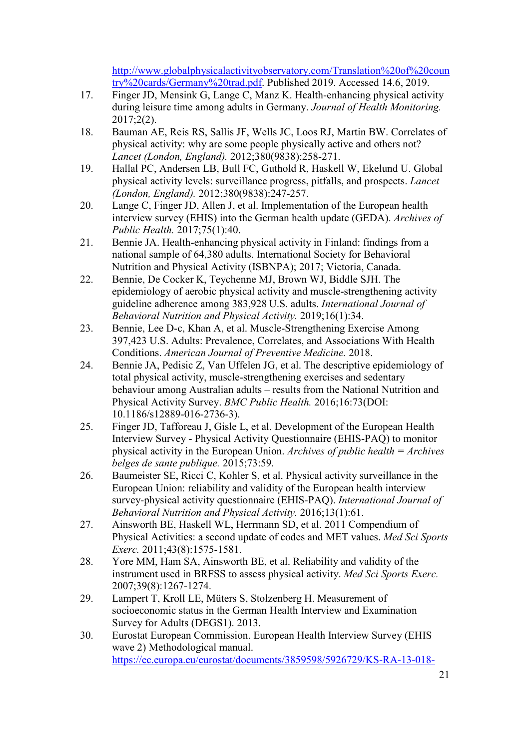http://www.globalphysicalactivityobservatory.com/Translation%20of%20country%20cards/Germany%20trad.pdf. Published 2019. Accessed 14.6, 2019.

17. Finger JD, Mensink G, Lange C, Manz K. Health-enhancing physical activity during leisure time among adults in Germany. *Journal of Health Monitoring.* 2017;2(2).
18. Bauman AE, Reis RS, Sallis JF, Wells JC, Loos RJ, Martin BW. Correlates of physical activity: why are some people physically active and others not? *Lancet (London, England).* 2012;380(9838):258-271.
19. Hallal PC, Andersen LB, Bull FC, Guthold R, Haskell W, Ekelund U. Global physical activity levels: surveillance progress, pitfalls, and prospects. *Lancet (London, England).* 2012;380(9838):247-257.
20. Lange C, Finger JD, Allen J, et al. Implementation of the European health interview survey (EHIS) into the German health update (GEDA). *Archives of Public Health.* 2017;75(1):40.
21. Bennie JA. Health-enhancing physical activity in Finland: findings from a national sample of 64,380 adults. International Society for Behavioral Nutrition and Physical Activity (ISBNPA); 2017; Victoria, Canada.
22. Bennie, De Cocker K, Teychenne MJ, Brown WJ, Biddle SJH. The epidemiology of aerobic physical activity and muscle-strengthening activity guideline adherence among 383,928 U.S. adults. *International Journal of Behavioral Nutrition and Physical Activity.* 2019;16(1):34.
23. Bennie, Lee D-c, Khan A, et al. Muscle-Strengthening Exercise Among 397,423 U.S. Adults: Prevalence, Correlates, and Associations With Health Conditions. *American Journal of Preventive Medicine.* 2018.
24. Bennie JA, Pedisic Z, Van Uffelen JG, et al. The descriptive epidemiology of total physical activity, muscle-strengthening exercises and sedentary behaviour among Australian adults – results from the National Nutrition and Physical Activity Survey. *BMC Public Health.* 2016;16:73(DOI: 10.1186/s12889-016-2736-3).
25. Finger JD, Tafforeau J, Gisle L, et al. Development of the European Health Interview Survey - Physical Activity Questionnaire (EHIS-PAQ) to monitor physical activity in the European Union. *Archives of public health = Archives belges de sante publique.* 2015;73:59.
26. Baumeister SE, Ricci C, Kohler S, et al. Physical activity surveillance in the European Union: reliability and validity of the European health interview survey-physical activity questionnaire (EHIS-PAQ). *International Journal of Behavioral Nutrition and Physical Activity.* 2016;13(1):61.
27. Ainsworth BE, Haskell WL, Herrmann SD, et al. 2011 Compendium of Physical Activities: a second update of codes and MET values. *Med Sci Sports Exerc.* 2011;43(8):1575-1581.
28. Yore MM, Ham SA, Ainsworth BE, et al. Reliability and validity of the instrument used in BRFSS to assess physical activity. *Med Sci Sports Exerc.* 2007;39(8):1267-1274.
29. Lampert T, Kroll LE, Müters S, Stolzenberg H. Measurement of socioeconomic status in the German Health Interview and Examination Survey for Adults (DEGS1). 2013.
30. Eurostat European Commission. European Health Interview Survey (EHIS wave 2) Methodological manual. https://ec.europa.eu/eurostat/documents/3859598/5926729/KS-RA-13-018-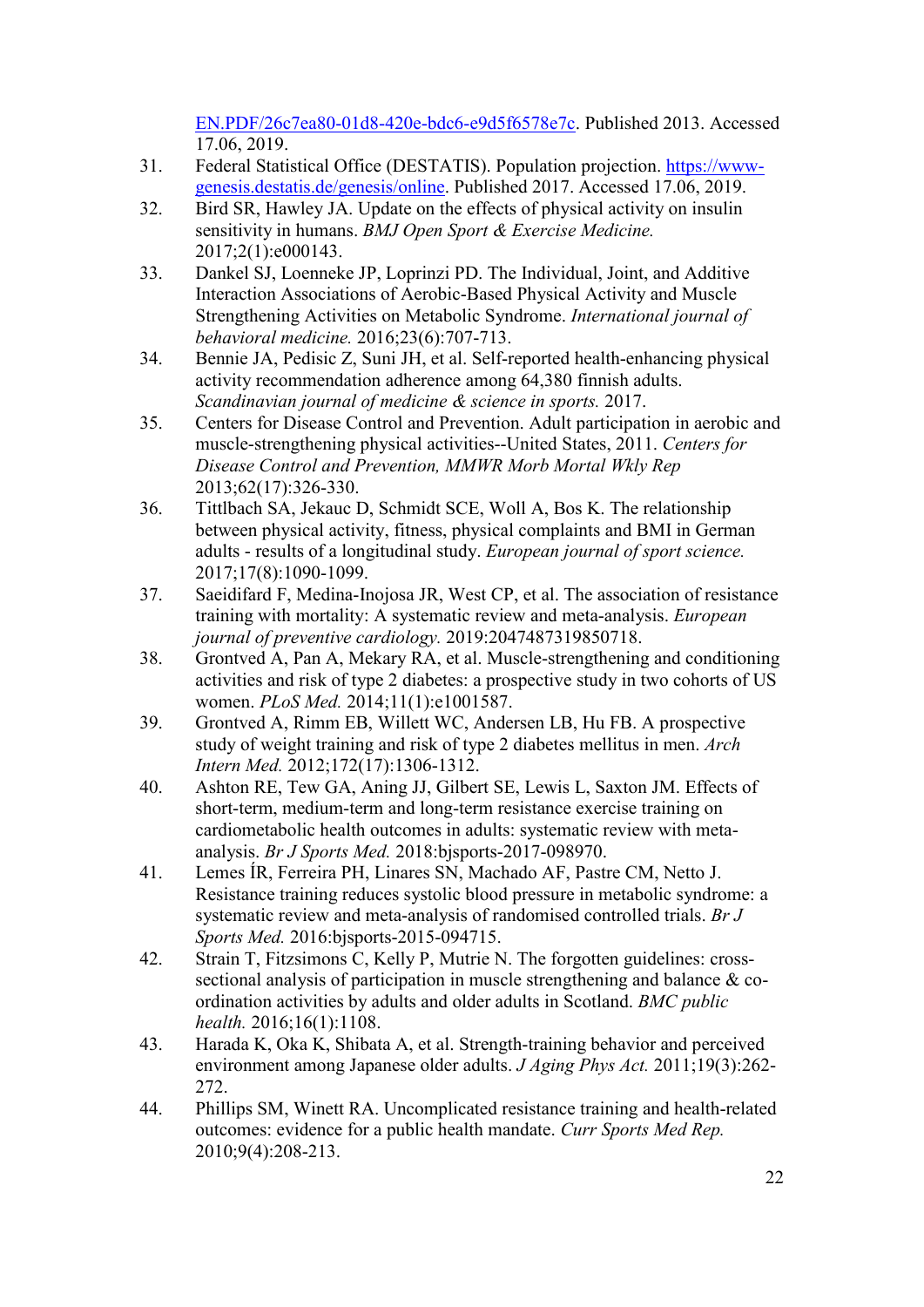EN.PDF/26c7ea80-01d8-420e-bdc6-e9d5f6578e7c. Published 2013. Accessed 17.06, 2019.

31. Federal Statistical Office (DESTATIS). Population projection. https://www-genesis.destatis.de/genesis/online. Published 2017. Accessed 17.06, 2019.
32. Bird SR, Hawley JA. Update on the effects of physical activity on insulin sensitivity in humans. *BMJ Open Sport & Exercise Medicine.* 2017;2(1):e000143.
33. Dankel SJ, Loenneke JP, Loprinzi PD. The Individual, Joint, and Additive Interaction Associations of Aerobic-Based Physical Activity and Muscle Strengthening Activities on Metabolic Syndrome. *International journal of behavioral medicine.* 2016;23(6):707-713.
34. Bennie JA, Pedisic Z, Suni JH, et al. Self-reported health-enhancing physical activity recommendation adherence among 64,380 finnish adults. *Scandinavian journal of medicine & science in sports.* 2017.
35. Centers for Disease Control and Prevention. Adult participation in aerobic and muscle-strengthening physical activities--United States, 2011. *Centers for Disease Control and Prevention, MMWR Morb Mortal Wkly Rep* 2013;62(17):326-330.
36. Tittlbach SA, Jekauc D, Schmidt SCE, Woll A, Bos K. The relationship between physical activity, fitness, physical complaints and BMI in German adults - results of a longitudinal study. *European journal of sport science.* 2017;17(8):1090-1099.
37. Saeidifard F, Medina-Inojosa JR, West CP, et al. The association of resistance training with mortality: A systematic review and meta-analysis. *European journal of preventive cardiology.* 2019:2047487319850718.
38. Grontved A, Pan A, Mekary RA, et al. Muscle-strengthening and conditioning activities and risk of type 2 diabetes: a prospective study in two cohorts of US women. *PLoS Med.* 2014;11(1):e1001587.
39. Grontved A, Rimm EB, Willett WC, Andersen LB, Hu FB. A prospective study of weight training and risk of type 2 diabetes mellitus in men. *Arch Intern Med.* 2012;172(17):1306-1312.
40. Ashton RE, Tew GA, Aning JJ, Gilbert SE, Lewis L, Saxton JM. Effects of short-term, medium-term and long-term resistance exercise training on cardiometabolic health outcomes in adults: systematic review with meta-analysis. *Br J Sports Med.* 2018:bjsports-2017-098970.
41. Lemes ÍR, Ferreira PH, Linares SN, Machado AF, Pastre CM, Netto J. Resistance training reduces systolic blood pressure in metabolic syndrome: a systematic review and meta-analysis of randomised controlled trials. *Br J Sports Med.* 2016:bjsports-2015-094715.
42. Strain T, Fitzsimons C, Kelly P, Mutrie N. The forgotten guidelines: cross-sectional analysis of participation in muscle strengthening and balance & co-ordination activities by adults and older adults in Scotland. *BMC public health.* 2016;16(1):1108.
43. Harada K, Oka K, Shibata A, et al. Strength-training behavior and perceived environment among Japanese older adults. *J Aging Phys Act.* 2011;19(3):262-272.
44. Phillips SM, Winett RA. Uncomplicated resistance training and health-related outcomes: evidence for a public health mandate. *Curr Sports Med Rep.* 2010;9(4):208-213.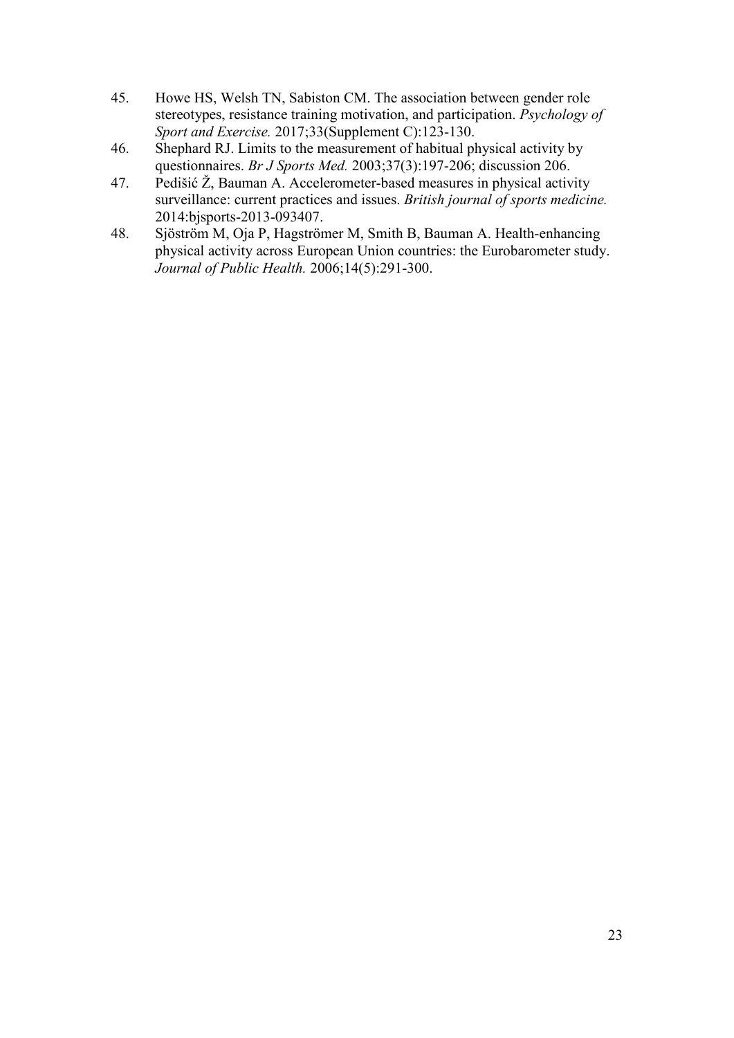45. Howe HS, Welsh TN, Sabiston CM. The association between gender role stereotypes, resistance training motivation, and participation. *Psychology of Sport and Exercise.* 2017;33(Supplement C):123-130.
46. Shephard RJ. Limits to the measurement of habitual physical activity by questionnaires. *Br J Sports Med.* 2003;37(3):197-206; discussion 206.
47. Pedišić Ž, Bauman A. Accelerometer-based measures in physical activity surveillance: current practices and issues. *British journal of sports medicine.* 2014:bjsports-2013-093407.
48. Sjöström M, Oja P, Hagströmer M, Smith B, Bauman A. Health-enhancing physical activity across European Union countries: the Eurobarometer study. *Journal of Public Health.* 2006;14(5):291-300.